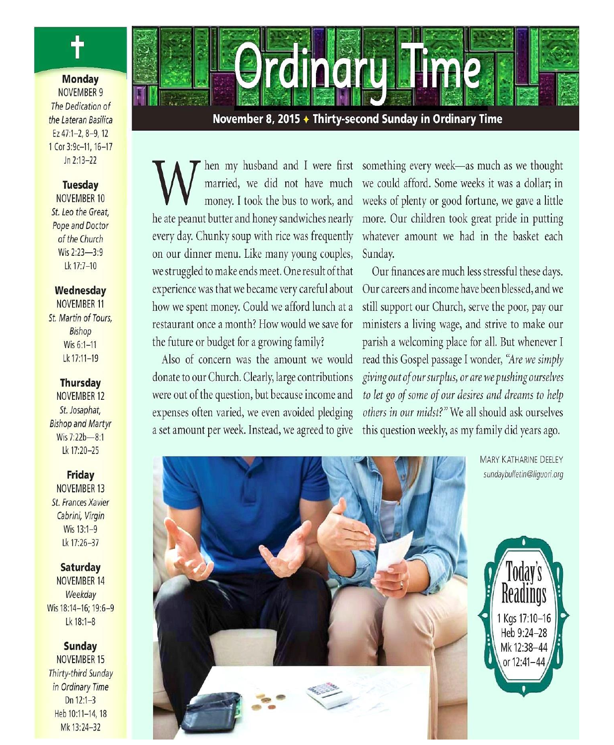# Ordinary Time

**November 8, 2015 ✦ Thirty-second Sunday in Ordinary Time**

When my husband and I were first married, we did not have much money. I took the bus to work, and he ate peanut butter and honey sandwiches nearly every day. Chunky soup with rice was frequently on our dinner menu. Like many young couples, we struggled to make ends meet. One result of that experience was that we became very careful about how we spent money. Could we afford lunch at a restaurant once a month? How would we save for the future or budget for a growing family?

Also of concern was the amount we would donate to our Church. Clearly, large contributions were out of the question, but because income and expenses often varied, we even avoided pledging a set amount per week. Instead, we agreed to give something every week—as much as we thought we could afford. Some weeks it was a dollar; in weeks of plenty or good fortune, we gave a little more. Our children took great pride in putting whatever amount we had in the basket each Sunday.

Our finances are much less stressful these days. Our careers and income have been blessed, and we still support our Church, serve the poor, pay our ministers a living wage, and strive to make our parish a welcoming place for all. But whenever I read this Gospel passage I wonder, *"Are we simply giving out of our surplus, or are we pushing ourselves to let go of some of our desires and dreams to help others in our midst?"* We all should ask ourselves this question weekly, as my family did years ago.

MARY KATHARINE DEELEY
*sundaybulletin@liguori.org*

## Today's Readings

1 Kgs 17:10–16
Heb 9:24–28
Mk 12:38–44
or 12:41–44

---

**Monday**
NOVEMBER 9
*The Dedication of the Lateran Basilica*
Ez 47:1–2, 8–9, 12
1 Cor 3:9c–11, 16–17
Jn 2:13–22

**Tuesday**
NOVEMBER 10
*St. Leo the Great, Pope and Doctor of the Church*
Wis 2:23—3:9
Lk 17:7–10

**Wednesday**
NOVEMBER 11
*St. Martin of Tours, Bishop*
Wis 6:1–11
Lk 17:11–19

**Thursday**
NOVEMBER 12
*St. Josaphat, Bishop and Martyr*
Wis 7:22b—8:1
Lk 17:20–25

**Friday**
NOVEMBER 13
*St. Frances Xavier Cabrini, Virgin*
Wis 13:1–9
Lk 17:26–37

**Saturday**
NOVEMBER 14
*Weekday*
Wis 18:14–16; 19:6–9
Lk 18:1–8

**Sunday**
NOVEMBER 15
*Thirty-third Sunday in Ordinary Time*
Dn 12:1–3
Heb 10:11–14, 18
Mk 13:24–32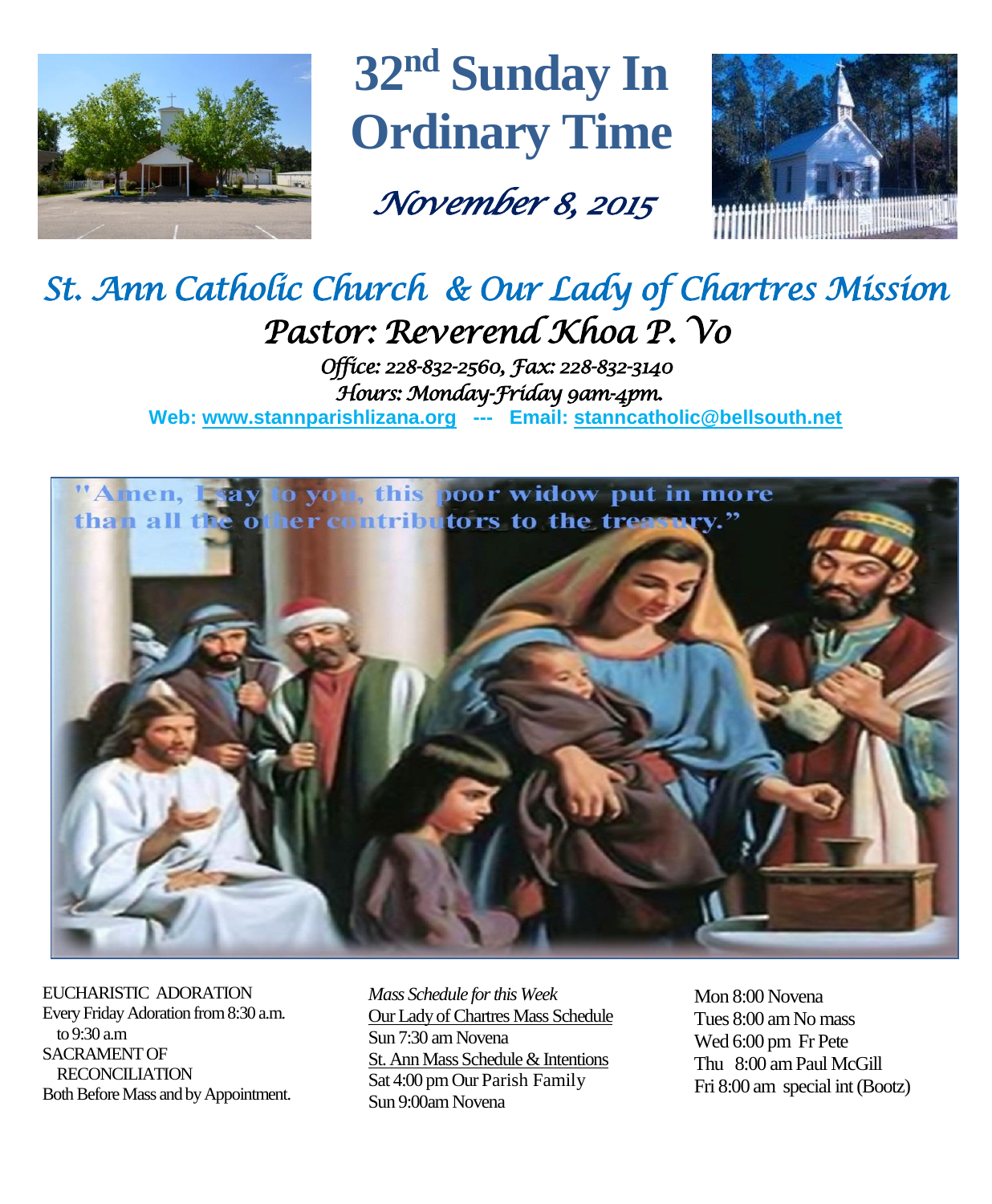# 32nd Sunday In Ordinary Time

*November 8, 2015*

## *St. Ann Catholic Church & Our Lady of Chartres Mission*

### *Pastor: Reverend Khoa P. Vo*

*Office: 228-832-2560, Fax: 228-832-3140*

*Hours: Monday-Friday 9am-4pm.*

**Web: www.stannparishlizana.org --- Email: stanncatholic@bellsouth.net**

"Amen, I say to you, this poor widow put in more than all the other contributors to the treasury."

EUCHARISTIC ADORATION
Every Friday Adoration from 8:30 a.m. to 9:30 a.m
SACRAMENT OF RECONCILIATION
Both Before Mass and by Appointment.

*Mass Schedule for this Week*

Our Lady of Chartres Mass Schedule
Sun 7:30 am Novena

St. Ann Mass Schedule & Intentions
Sat 4:00 pm Our Parish Family
Sun 9:00am Novena

Mon 8:00 Novena
Tues 8:00 am No mass
Wed 6:00 pm Fr Pete
Thu 8:00 am Paul McGill
Fri 8:00 am special int (Bootz)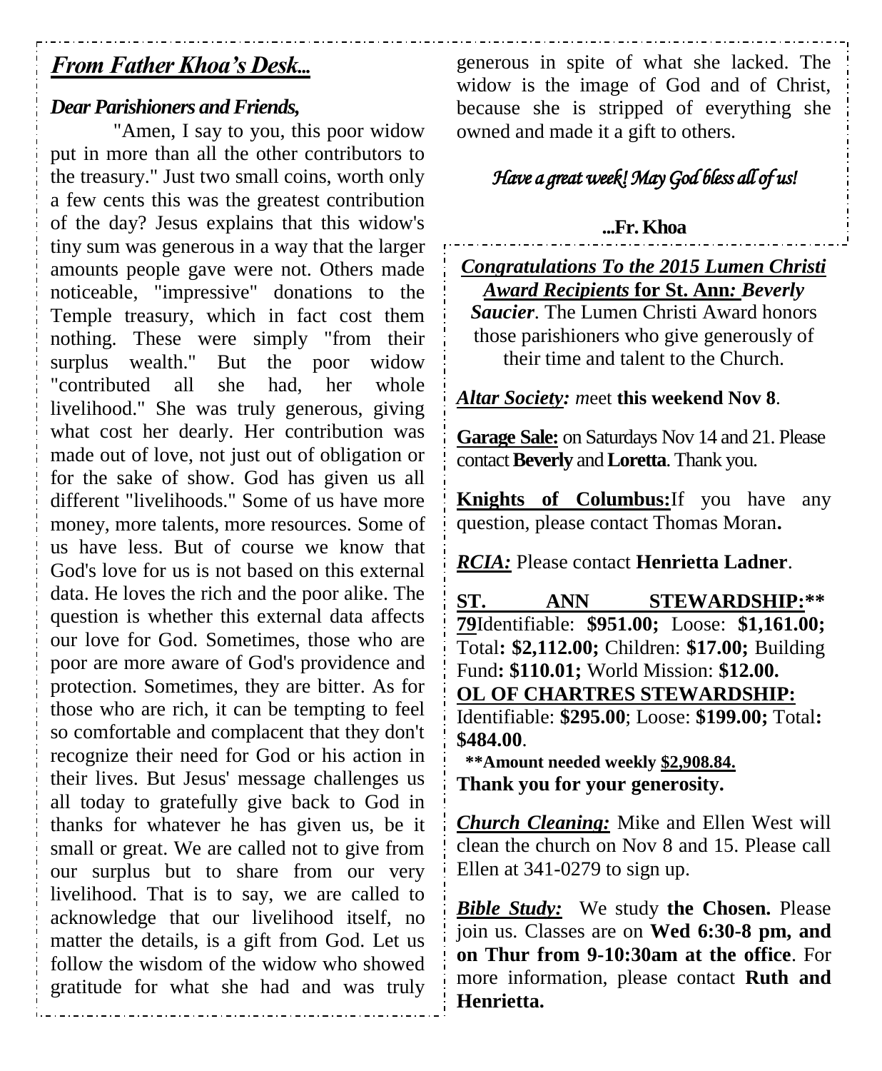## *From Father Khoa's Desk...*

***Dear Parishioners and Friends,***

"Amen, I say to you, this poor widow put in more than all the other contributors to the treasury." Just two small coins, worth only a few cents this was the greatest contribution of the day? Jesus explains that this widow's tiny sum was generous in a way that the larger amounts people gave were not. Others made noticeable, "impressive" donations to the Temple treasury, which in fact cost them nothing. These were simply "from their surplus wealth." But the poor widow "contributed all she had, her whole livelihood." She was truly generous, giving what cost her dearly. Her contribution was made out of love, not just out of obligation or for the sake of show. God has given us all different "livelihoods." Some of us have more money, more talents, more resources. Some of us have less. But of course we know that God's love for us is not based on this external data. He loves the rich and the poor alike. The question is whether this external data affects our love for God. Sometimes, those who are poor are more aware of God's providence and protection. Sometimes, they are bitter. As for those who are rich, it can be tempting to feel so comfortable and complacent that they don't recognize their need for God or his action in their lives. But Jesus' message challenges us all today to gratefully give back to God in thanks for whatever he has given us, be it small or great. We are called not to give from our surplus but to share from our very livelihood. That is to say, we are called to acknowledge that our livelihood itself, no matter the details, is a gift from God. Let us follow the wisdom of the widow who showed gratitude for what she had and was truly generous in spite of what she lacked. The widow is the image of God and of Christ, because she is stripped of everything she owned and made it a gift to others.

*Have a great week! May God bless all of us!*

**...Fr. Khoa**

***Congratulations To the 2015 Lumen Christi Award Recipients* for St. Ann*: Beverly Saucier*.** The Lumen Christi Award honors those parishioners who give generously of their time and talent to the Church.

***Altar Society:*** *m*eet **this weekend Nov 8**.

**Garage Sale:** on Saturdays Nov 14 and 21. Please contact **Beverly** and **Loretta**. Thank you.

**Knights of Columbus:** If you have any question, please contact Thomas Moran**.**

***RCIA:*** Please contact **Henrietta Ladner**.

**ST. ANN STEWARDSHIP:\*\* 79** Identifiable: **$951.00;** Loose: **$1,161.00;** Total**: $2,112.00;** Children: **$17.00;** Building Fund**: $110.01;** World Mission: **$12.00.**

**OL OF CHARTRES STEWARDSHIP:**
Identifiable: **$295.00**; Loose: **$199.00;** Total**: $484.00**.

**\*\*Amount needed weekly $2,908.84.**
**Thank you for your generosity.**

***Church Cleaning:*** Mike and Ellen West will clean the church on Nov 8 and 15. Please call Ellen at 341-0279 to sign up.

***Bible Study:*** We study **the Chosen.** Please join us. Classes are on **Wed 6:30-8 pm, and on Thur from 9-10:30am at the office**. For more information, please contact **Ruth and Henrietta.**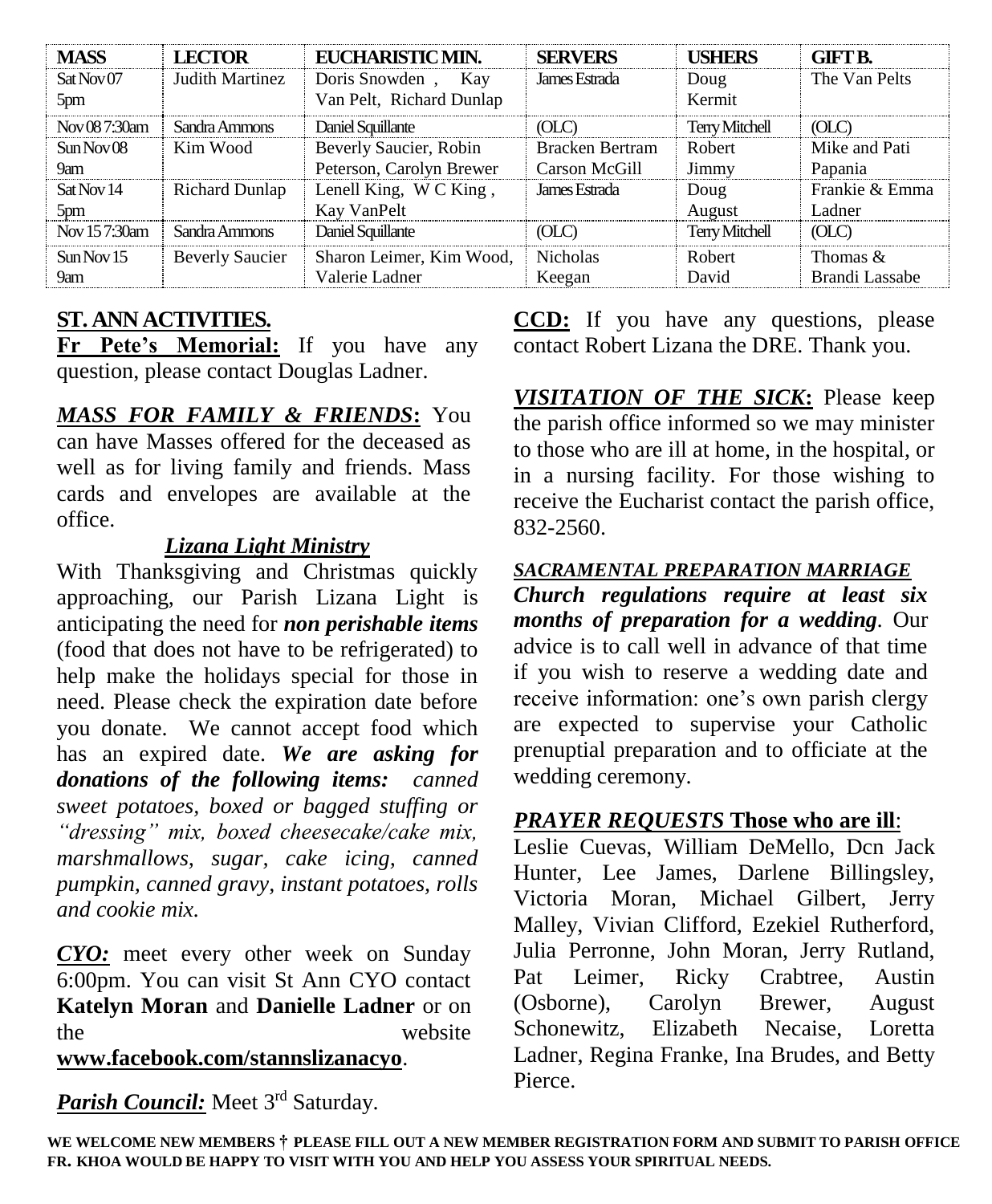| MASS | LECTOR | EUCHARISTIC MIN. | SERVERS | USHERS | GIFT B. |
|---|---|---|---|---|---|
| Sat Nov 07 5pm | Judith Martinez | Doris Snowden , Kay Van Pelt, Richard Dunlap | James Estrada | Doug Kermit | The Van Pelts |
| Nov 08 7:30am | Sandra Ammons | Daniel Squillante | (OLC) | Terry Mitchell | (OLC) |
| Sun Nov 08 9am | Kim Wood | Beverly Saucier, Robin Peterson, Carolyn Brewer | Bracken Bertram Carson McGill | Robert Jimmy | Mike and Pati Papania |
| Sat Nov 14 5pm | Richard Dunlap | Lenell King, W C King , Kay VanPelt | James Estrada | Doug August | Frankie & Emma Ladner |
| Nov 15 7:30am | Sandra Ammons | Daniel Squillante | (OLC) | Terry Mitchell | (OLC) |
| Sun Nov 15 9am | Beverly Saucier | Sharon Leimer, Kim Wood, Valerie Ladner | Nicholas Keegan | Robert David | Thomas & Brandi Lassabe |

**ST. ANN ACTIVITIES.**

**Fr Pete's Memorial:** If you have any question, please contact Douglas Ladner.

***MASS FOR FAMILY & FRIENDS*:** You can have Masses offered for the deceased as well as for living family and friends. Mass cards and envelopes are available at the office.

***Lizana Light Ministry***

With Thanksgiving and Christmas quickly approaching, our Parish Lizana Light is anticipating the need for ***non perishable items*** (food that does not have to be refrigerated) to help make the holidays special for those in need. Please check the expiration date before you donate. We cannot accept food which has an expired date. ***We are asking for donations of the following items:*** *canned sweet potatoes, boxed or bagged stuffing or "dressing" mix, boxed cheesecake/cake mix, marshmallows, sugar, cake icing, canned pumpkin, canned gravy, instant potatoes, rolls and cookie mix.*

***CYO:*** meet every other week on Sunday 6:00pm. You can visit St Ann CYO contact **Katelyn Moran** and **Danielle Ladner** or on the website **www.facebook.com/stannslizanacyo**.

***Parish Council:*** Meet 3rd Saturday.

**CCD:** If you have any questions, please contact Robert Lizana the DRE. Thank you.

***VISITATION OF THE SICK*:** Please keep the parish office informed so we may minister to those who are ill at home, in the hospital, or in a nursing facility. For those wishing to receive the Eucharist contact the parish office, 832-2560.

***SACRAMENTAL PREPARATION MARRIAGE***

***Church regulations require at least six months of preparation for a wedding***. Our advice is to call well in advance of that time if you wish to reserve a wedding date and receive information: one's own parish clergy are expected to supervise your Catholic prenuptial preparation and to officiate at the wedding ceremony.

***PRAYER REQUESTS* Those who are ill**:

Leslie Cuevas, William DeMello, Dcn Jack Hunter, Lee James, Darlene Billingsley, Victoria Moran, Michael Gilbert, Jerry Malley, Vivian Clifford, Ezekiel Rutherford, Julia Perronne, John Moran, Jerry Rutland, Pat Leimer, Ricky Crabtree, Austin (Osborne), Carolyn Brewer, August Schonewitz, Elizabeth Necaise, Loretta Ladner, Regina Franke, Ina Brudes, and Betty Pierce.

**WE WELCOME NEW MEMBERS † PLEASE FILL OUT A NEW MEMBER REGISTRATION FORM AND SUBMIT TO PARISH OFFICE FR. KHOA WOULD BE HAPPY TO VISIT WITH YOU AND HELP YOU ASSESS YOUR SPIRITUAL NEEDS.**